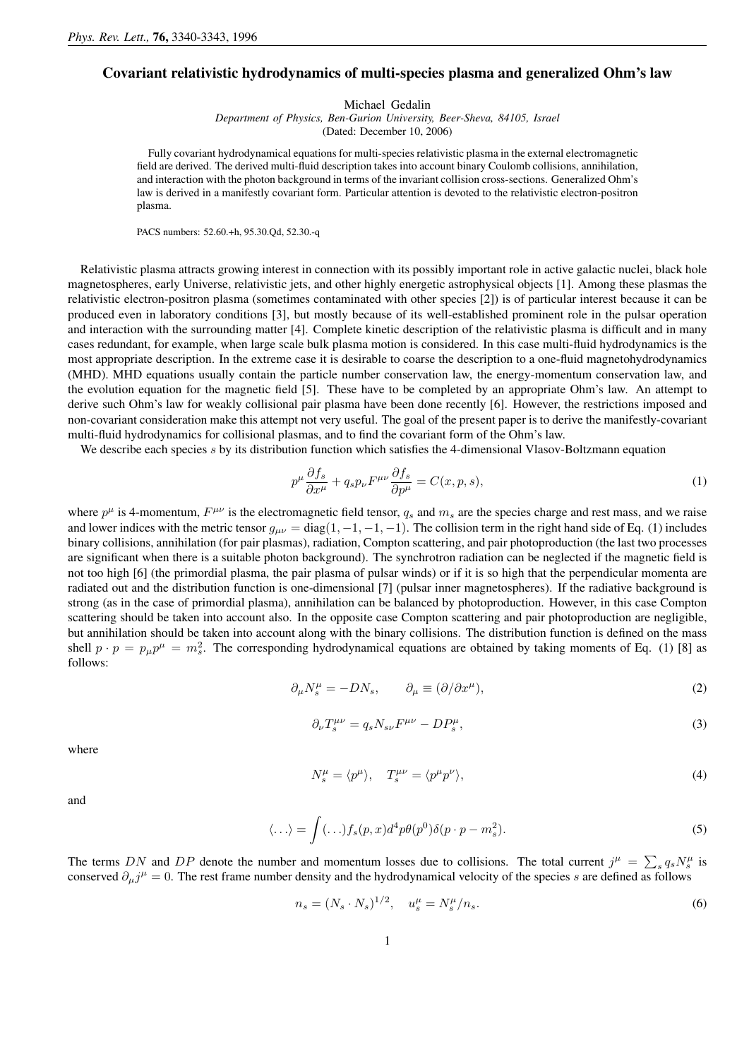# Covariant relativistic hydrodynamics of multi-species plasma and generalized Ohm's law

Michael Gedalin
*Department of Physics, Ben-Gurion University, Beer-Sheva, 84105, Israel*
(Dated: December 10, 2006)

Fully covariant hydrodynamical equations for multi-species relativistic plasma in the external electromagnetic field are derived. The derived multi-fluid description takes into account binary Coulomb collisions, annihilation, and interaction with the photon background in terms of the invariant collision cross-sections. Generalized Ohm's law is derived in a manifestly covariant form. Particular attention is devoted to the relativistic electron-positron plasma.

PACS numbers: 52.60.+h, 95.30.Qd, 52.30.-q

Relativistic plasma attracts growing interest in connection with its possibly important role in active galactic nuclei, black hole magnetospheres, early Universe, relativistic jets, and other highly energetic astrophysical objects [1]. Among these plasmas the relativistic electron-positron plasma (sometimes contaminated with other species [2]) is of particular interest because it can be produced even in laboratory conditions [3], but mostly because of its well-established prominent role in the pulsar operation and interaction with the surrounding matter [4]. Complete kinetic description of the relativistic plasma is difficult and in many cases redundant, for example, when large scale bulk plasma motion is considered. In this case multi-fluid hydrodynamics is the most appropriate description. In the extreme case it is desirable to coarse the description to a one-fluid magnetohydrodynamics (MHD). MHD equations usually contain the particle number conservation law, the energy-momentum conservation law, and the evolution equation for the magnetic field [5]. These have to be completed by an appropriate Ohm's law. An attempt to derive such Ohm's law for weakly collisional pair plasma have been done recently [6]. However, the restrictions imposed and non-covariant consideration make this attempt not very useful. The goal of the present paper is to derive the manifestly-covariant multi-fluid hydrodynamics for collisional plasmas, and to find the covariant form of the Ohm's law.

We describe each species $s$ by its distribution function which satisfies the 4-dimensional Vlasov-Boltzmann equation

$$p^\mu \frac{\partial f_s}{\partial x^\mu} + q_s p_\nu F^{\mu\nu} \frac{\partial f_s}{\partial p^\mu} = C(x, p, s), \tag{1}$$

where $p^\mu$ is 4-momentum, $F^{\mu\nu}$ is the electromagnetic field tensor, $q_s$ and $m_s$ are the species charge and rest mass, and we raise and lower indices with the metric tensor $g_{\mu\nu} = \mathrm{diag}(1, -1, -1, -1)$. The collision term in the right hand side of Eq. (1) includes binary collisions, annihilation (for pair plasmas), radiation, Compton scattering, and pair photoproduction (the last two processes are significant when there is a suitable photon background). The synchrotron radiation can be neglected if the magnetic field is not too high [6] (the primordial plasma, the pair plasma of pulsar winds) or if it is so high that the perpendicular momenta are radiated out and the distribution function is one-dimensional [7] (pulsar inner magnetospheres). If the radiative background is strong (as in the case of primordial plasma), annihilation can be balanced by photoproduction. However, in this case Compton scattering should be taken into account also. In the opposite case Compton scattering and pair photoproduction are negligible, but annihilation should be taken into account along with the binary collisions. The distribution function is defined on the mass shell $p \cdot p = p_\mu p^\mu = m_s^2$. The corresponding hydrodynamical equations are obtained by taking moments of Eq. (1) [8] as follows:

$$\partial_\mu N_s^\mu = -DN_s, \qquad \partial_\mu \equiv (\partial/\partial x^\mu), \tag{2}$$

$$\partial_\nu T_s^{\mu\nu} = q_s N_{s\nu} F^{\mu\nu} - DP_s^\mu, \tag{3}$$

where

$$N_s^\mu = \langle p^\mu \rangle, \quad T_s^{\mu\nu} = \langle p^\mu p^\nu \rangle, \tag{4}$$

and

$$\langle \ldots \rangle = \int (\ldots) f_s(p, x) d^4 p \theta(p^0) \delta(p \cdot p - m_s^2). \tag{5}$$

The terms $DN$ and $DP$ denote the number and momentum losses due to collisions. The total current $j^\mu = \sum_s q_s N_s^\mu$ is conserved $\partial_\mu j^\mu = 0$. The rest frame number density and the hydrodynamical velocity of the species $s$ are defined as follows

$$n_s = (N_s \cdot N_s)^{1/2}, \quad u_s^\mu = N_s^\mu / n_s. \tag{6}$$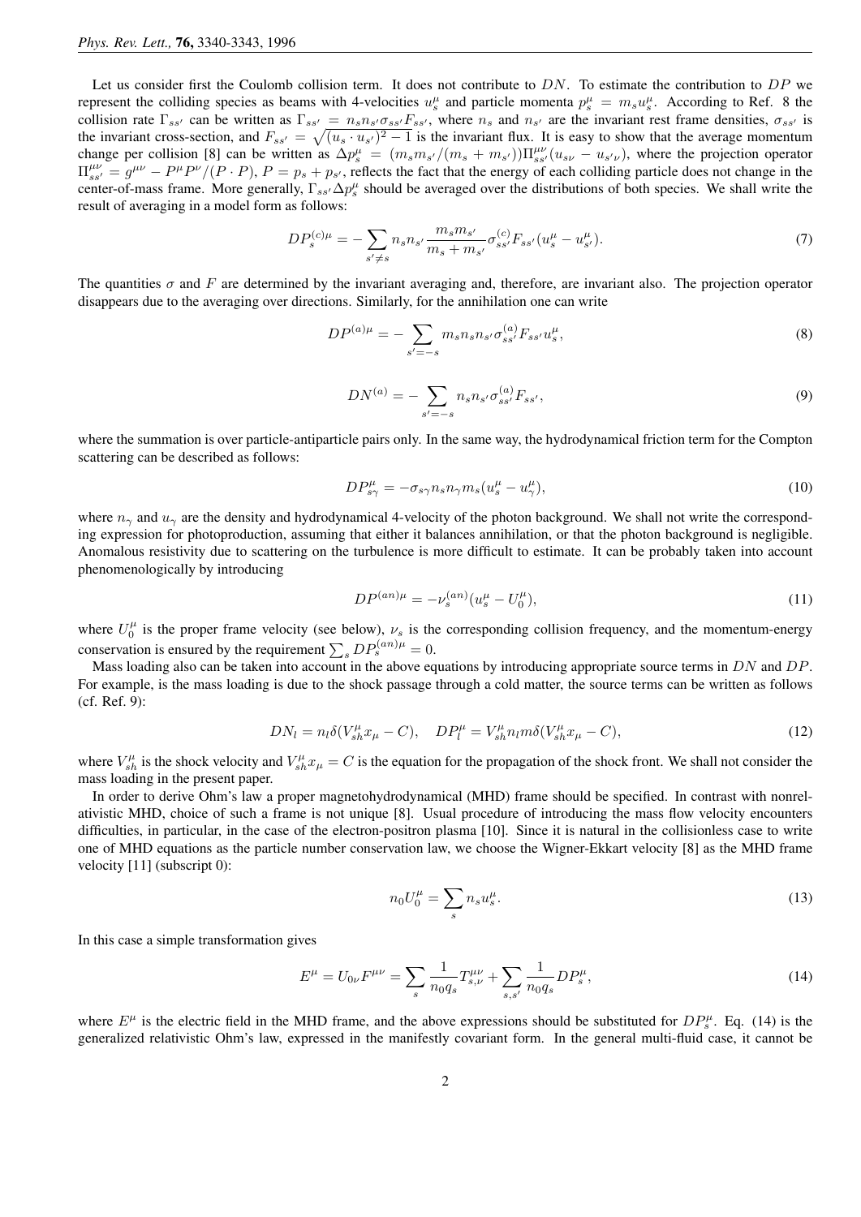Let us consider first the Coulomb collision term. It does not contribute to $DN$. To estimate the contribution to $DP$ we represent the colliding species as beams with 4-velocities $u_s^\mu$ and particle momenta $p_s^\mu = m_s u_s^\mu$. According to Ref. 8 the collision rate $\Gamma_{ss'}$ can be written as $\Gamma_{ss'} = n_s n_{s'} \sigma_{ss'} F_{ss'}$, where $n_s$ and $n_{s'}$ are the invariant rest frame densities, $\sigma_{ss'}$ is the invariant cross-section, and $F_{ss'} = \sqrt{(u_s \cdot u_{s'})^2 - 1}$ is the invariant flux. It is easy to show that the average momentum change per collision [8] can be written as $\Delta p_s^\mu = (m_s m_{s'}/(m_s + m_{s'}))\Pi_{ss'}^{\mu\nu}(u_{s\nu} - u_{s'\nu})$, where the projection operator $\Pi_{ss'}^{\mu\nu} = g^{\mu\nu} - P^\mu P^\nu/(P \cdot P)$, $P = p_s + p_{s'}$, reflects the fact that the energy of each colliding particle does not change in the center-of-mass frame. More generally, $\Gamma_{ss'}\Delta p_s^\mu$ should be averaged over the distributions of both species. We shall write the result of averaging in a model form as follows:

$$DP_s^{(c)\mu} = -\sum_{s' \neq s} n_s n_{s'} \frac{m_s m_{s'}}{m_s + m_{s'}} \sigma_{ss'}^{(c)} F_{ss'} (u_s^\mu - u_{s'}^\mu). \tag{7}$$

The quantities $\sigma$ and $F$ are determined by the invariant averaging and, therefore, are invariant also. The projection operator disappears due to the averaging over directions. Similarly, for the annihilation one can write

$$DP^{(a)\mu} = -\sum_{s'=-s} m_s n_s n_{s'} \sigma_{ss'}^{(a)} F_{ss'} u_s^\mu, \tag{8}$$

$$DN^{(a)} = -\sum_{s'=-s} n_s n_{s'} \sigma_{ss'}^{(a)} F_{ss'}, \tag{9}$$

where the summation is over particle-antiparticle pairs only. In the same way, the hydrodynamical friction term for the Compton scattering can be described as follows:

$$DP_{s\gamma}^\mu = -\sigma_{s\gamma} n_s n_\gamma m_s (u_s^\mu - u_\gamma^\mu), \tag{10}$$

where $n_\gamma$ and $u_\gamma$ are the density and hydrodynamical 4-velocity of the photon background. We shall not write the corresponding expression for photoproduction, assuming that either it balances annihilation, or that the photon background is negligible. Anomalous resistivity due to scattering on the turbulence is more difficult to estimate. It can be probably taken into account phenomenologically by introducing

$$DP^{(an)\mu} = -\nu_s^{(an)} (u_s^\mu - U_0^\mu), \tag{11}$$

where $U_0^\mu$ is the proper frame velocity (see below), $\nu_s$ is the corresponding collision frequency, and the momentum-energy conservation is ensured by the requirement $\sum_s DP_s^{(an)\mu} = 0$.

Mass loading also can be taken into account in the above equations by introducing appropriate source terms in $DN$ and $DP$. For example, is the mass loading is due to the shock passage through a cold matter, the source terms can be written as follows (cf. Ref. 9):

$$DN_l = n_l \delta(V_{sh}^\mu x_\mu - C), \quad DP_l^\mu = V_{sh}^\mu n_l m \delta(V_{sh}^\mu x_\mu - C), \tag{12}$$

where $V_{sh}^\mu$ is the shock velocity and $V_{sh}^\mu x_\mu = C$ is the equation for the propagation of the shock front. We shall not consider the mass loading in the present paper.

In order to derive Ohm's law a proper magnetohydrodynamical (MHD) frame should be specified. In contrast with nonrelativistic MHD, choice of such a frame is not unique [8]. Usual procedure of introducing the mass flow velocity encounters difficulties, in particular, in the case of the electron-positron plasma [10]. Since it is natural in the collisionless case to write one of MHD equations as the particle number conservation law, we choose the Wigner-Ekkart velocity [8] as the MHD frame velocity [11] (subscript 0):

$$n_0 U_0^\mu = \sum_s n_s u_s^\mu. \tag{13}$$

In this case a simple transformation gives

$$E^\mu = U_{0\nu} F^{\mu\nu} = \sum_s \frac{1}{n_0 q_s} T_{s,\nu}^{\mu\nu} + \sum_{s,s'} \frac{1}{n_0 q_s} DP_s^\mu, \tag{14}$$

where $E^\mu$ is the electric field in the MHD frame, and the above expressions should be substituted for $DP_s^\mu$. Eq. (14) is the generalized relativistic Ohm's law, expressed in the manifestly covariant form. In the general multi-fluid case, it cannot be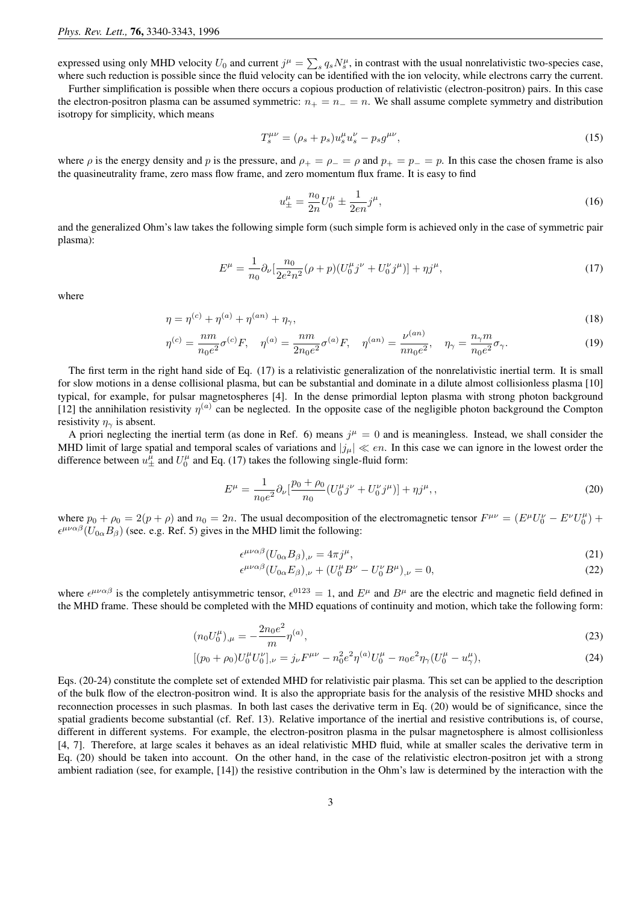expressed using only MHD velocity $U_0$ and current $j^\mu = \sum_s q_s N_s^\mu$, in contrast with the usual nonrelativistic two-species case, where such reduction is possible since the fluid velocity can be identified with the ion velocity, while electrons carry the current.

Further simplification is possible when there occurs a copious production of relativistic (electron-positron) pairs. In this case the electron-positron plasma can be assumed symmetric: $n_+ = n_- = n$. We shall assume complete symmetry and distribution isotropy for simplicity, which means

$$T_s^{\mu\nu} = (\rho_s + p_s) u_s^\mu u_s^\nu - p_s g^{\mu\nu}, \tag{15}$$

where $\rho$ is the energy density and $p$ is the pressure, and $\rho_+ = \rho_- = \rho$ and $p_+ = p_- = p$. In this case the chosen frame is also the quasineutrality frame, zero mass flow frame, and zero momentum flux frame. It is easy to find

$$u_\pm^\mu = \frac{n_0}{2n} U_0^\mu \pm \frac{1}{2en} j^\mu, \tag{16}$$

and the generalized Ohm's law takes the following simple form (such simple form is achieved only in the case of symmetric pair plasma):

$$E^\mu = \frac{1}{n_0} \partial_\nu \left[ \frac{n_0}{2e^2 n^2} (\rho + p)(U_0^\mu j^\nu + U_0^\nu j^\mu) \right] + \eta j^\mu, \tag{17}$$

where

$$\eta = \eta^{(c)} + \eta^{(a)} + \eta^{(an)} + \eta_\gamma, \tag{18}$$

$$\eta^{(c)} = \frac{nm}{n_0 e^2} \sigma^{(c)} F, \quad \eta^{(a)} = \frac{nm}{2n_0 e^2} \sigma^{(a)} F, \quad \eta^{(an)} = \frac{\nu^{(an)}}{n n_0 e^2}, \quad \eta_\gamma = \frac{n_\gamma m}{n_0 e^2} \sigma_\gamma. \tag{19}$$

The first term in the right hand side of Eq. (17) is a relativistic generalization of the nonrelativistic inertial term. It is small for slow motions in a dense collisional plasma, but can be substantial and dominate in a dilute almost collisionless plasma [10] typical, for example, for pulsar magnetospheres [4]. In the dense primordial lepton plasma with strong photon background [12] the annihilation resistivity $\eta^{(a)}$ can be neglected. In the opposite case of the negligible photon background the Compton resistivity $\eta_\gamma$ is absent.

A priori neglecting the inertial term (as done in Ref. 6) means $j^\mu = 0$ and is meaningless. Instead, we shall consider the MHD limit of large spatial and temporal scales of variations and $|j_\mu| \ll en$. In this case we can ignore in the lowest order the difference between $u_\pm^\mu$ and $U_0^\mu$ and Eq. (17) takes the following single-fluid form:

$$E^\mu = \frac{1}{n_0 e^2} \partial_\nu \left[ \frac{p_0 + \rho_0}{n_0} (U_0^\mu j^\nu + U_0^\nu j^\mu) \right] + \eta j^\mu, , \tag{20}$$

where $p_0 + \rho_0 = 2(p + \rho)$ and $n_0 = 2n$. The usual decomposition of the electromagnetic tensor $F^{\mu\nu} = (E^\mu U_0^\nu - E^\nu U_0^\mu) + \epsilon^{\mu\nu\alpha\beta}(U_{0\alpha} B_\beta)$ (see. e.g. Ref. 5) gives in the MHD limit the following:

$$\epsilon^{\mu\nu\alpha\beta}(U_{0\alpha} B_\beta)_{,\nu} = 4\pi j^\mu, \tag{21}$$

$$\epsilon^{\mu\nu\alpha\beta}(U_{0\alpha} E_\beta)_{,\nu} + (U_0^\mu B^\nu - U_0^\nu B^\mu)_{,\nu} = 0, \tag{22}$$

where $\epsilon^{\mu\nu\alpha\beta}$ is the completely antisymmetric tensor, $\epsilon^{0123} = 1$, and $E^\mu$ and $B^\mu$ are the electric and magnetic field defined in the MHD frame. These should be completed with the MHD equations of continuity and motion, which take the following form:

$$(n_0 U_0^\mu)_{,\mu} = -\frac{2n_0 e^2}{m} \eta^{(a)}, \tag{23}$$

$$[(p_0 + \rho_0) U_0^\mu U_0^\nu]_{,\nu} = j_\nu F^{\mu\nu} - n_0^2 e^2 \eta^{(a)} U_0^\mu - n_0 e^2 \eta_\gamma (U_0^\mu - u_\gamma^\mu), \tag{24}$$

Eqs. (20-24) constitute the complete set of extended MHD for relativistic pair plasma. This set can be applied to the description of the bulk flow of the electron-positron wind. It is also the appropriate basis for the analysis of the resistive MHD shocks and reconnection processes in such plasmas. In both last cases the derivative term in Eq. (20) would be of significance, since the spatial gradients become substantial (cf. Ref. 13). Relative importance of the inertial and resistive contributions is, of course, different in different systems. For example, the electron-positron plasma in the pulsar magnetosphere is almost collisionless [4, 7]. Therefore, at large scales it behaves as an ideal relativistic MHD fluid, while at smaller scales the derivative term in Eq. (20) should be taken into account. On the other hand, in the case of the relativistic electron-positron jet with a strong ambient radiation (see, for example, [14]) the resistive contribution in the Ohm's law is determined by the interaction with the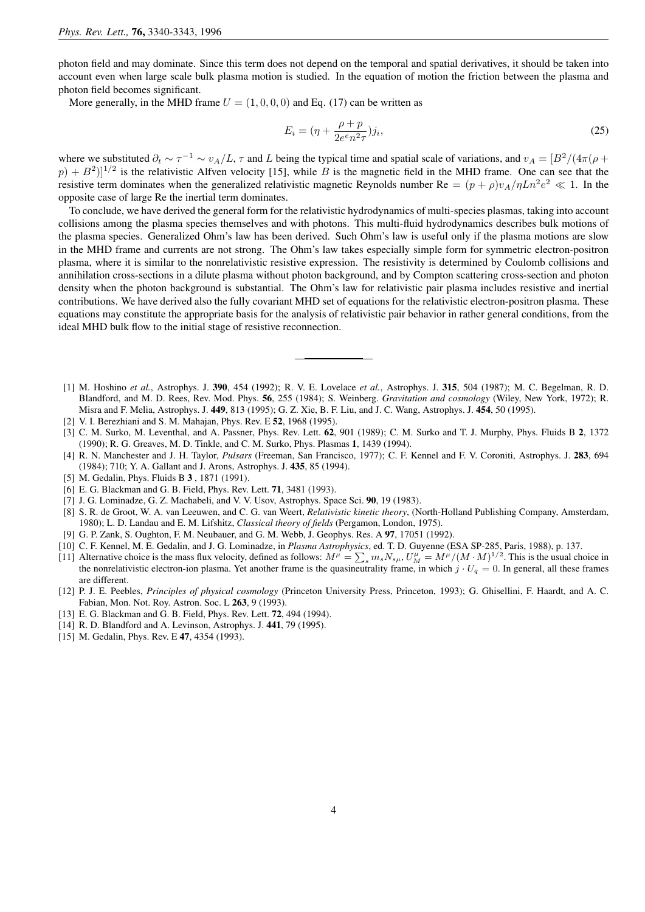photon field and may dominate. Since this term does not depend on the temporal and spatial derivatives, it should be taken into account even when large scale bulk plasma motion is studied. In the equation of motion the friction between the plasma and photon field becomes significant.

More generally, in the MHD frame $U = (1, 0, 0, 0)$ and Eq. (17) can be written as

$$E_i = (\eta + \frac{\rho + p}{2e^e n^2 \tau}) j_i, \tag{25}$$

where we substituted $\partial_t \sim \tau^{-1} \sim v_A/L$, $\tau$ and $L$ being the typical time and spatial scale of variations, and $v_A = [B^2/(4\pi(\rho + p) + B^2)]^{1/2}$ is the relativistic Alfven velocity [15], while $B$ is the magnetic field in the MHD frame. One can see that the resistive term dominates when the generalized relativistic magnetic Reynolds number $\mathrm{Re} = (p + \rho)v_A/\eta L n^2 e^2 \ll 1$. In the opposite case of large Re the inertial term dominates.

To conclude, we have derived the general form for the relativistic hydrodynamics of multi-species plasmas, taking into account collisions among the plasma species themselves and with photons. This multi-fluid hydrodynamics describes bulk motions of the plasma species. Generalized Ohm's law has been derived. Such Ohm's law is useful only if the plasma motions are slow in the MHD frame and currents are not strong. The Ohm's law takes especially simple form for symmetric electron-positron plasma, where it is similar to the nonrelativistic resistive expression. The resistivity is determined by Coulomb collisions and annihilation cross-sections in a dilute plasma without photon background, and by Compton scattering cross-section and photon density when the photon background is substantial. The Ohm's law for relativistic pair plasma includes resistive and inertial contributions. We have derived also the fully covariant MHD set of equations for the relativistic electron-positron plasma. These equations may constitute the appropriate basis for the analysis of relativistic pair behavior in rather general conditions, from the ideal MHD bulk flow to the initial stage of resistive reconnection.

---

[1] M. Hoshino *et al.*, Astrophys. J. **390**, 454 (1992); R. V. E. Lovelace *et al.*, Astrophys. J. **315**, 504 (1987); M. C. Begelman, R. D. Blandford, and M. D. Rees, Rev. Mod. Phys. **56**, 255 (1984); S. Weinberg. *Gravitation and cosmology* (Wiley, New York, 1972); R. Misra and F. Melia, Astrophys. J. **449**, 813 (1995); G. Z. Xie, B. F. Liu, and J. C. Wang, Astrophys. J. **454**, 50 (1995).

[2] V. I. Berezhiani and S. M. Mahajan, Phys. Rev. E **52**, 1968 (1995).

[3] C. M. Surko, M. Leventhal, and A. Passner, Phys. Rev. Lett. **62**, 901 (1989); C. M. Surko and T. J. Murphy, Phys. Fluids B **2**, 1372 (1990); R. G. Greaves, M. D. Tinkle, and C. M. Surko, Phys. Plasmas **1**, 1439 (1994).

[4] R. N. Manchester and J. H. Taylor, *Pulsars* (Freeman, San Francisco, 1977); C. F. Kennel and F. V. Coroniti, Astrophys. J. **283**, 694 (1984); 710; Y. A. Gallant and J. Arons, Astrophys. J. **435**, 85 (1994).

[5] M. Gedalin, Phys. Fluids B **3** , 1871 (1991).

[6] E. G. Blackman and G. B. Field, Phys. Rev. Lett. **71**, 3481 (1993).

[7] J. G. Lominadze, G. Z. Machabeli, and V. V. Usov, Astrophys. Space Sci. **90**, 19 (1983).

[8] S. R. de Groot, W. A. van Leeuwen, and C. G. van Weert, *Relativistic kinetic theory*, (North-Holland Publishing Company, Amsterdam, 1980); L. D. Landau and E. M. Lifshitz, *Classical theory of fields* (Pergamon, London, 1975).

[9] G. P. Zank, S. Oughton, F. M. Neubauer, and G. M. Webb, J. Geophys. Res. A **97**, 17051 (1992).

[10] C. F. Kennel, M. E. Gedalin, and J. G. Lominadze, in *Plasma Astrophysics*, ed. T. D. Guyenne (ESA SP-285, Paris, 1988), p. 137.

[11] Alternative choice is the mass flux velocity, defined as follows: $M^\mu = \sum_s m_s N_{s\mu}$, $U_M^\mu = M^\mu/(M \cdot M)^{1/2}$. This is the usual choice in the nonrelativistic electron-ion plasma. Yet another frame is the quasineutrality frame, in which $j \cdot U_q = 0$. In general, all these frames are different.

[12] P. J. E. Peebles, *Principles of physical cosmology* (Princeton University Press, Princeton, 1993); G. Ghisellini, F. Haardt, and A. C. Fabian, Mon. Not. Roy. Astron. Soc. L **263**, 9 (1993).

[13] E. G. Blackman and G. B. Field, Phys. Rev. Lett. **72**, 494 (1994).

[14] R. D. Blandford and A. Levinson, Astrophys. J. **441**, 79 (1995).

[15] M. Gedalin, Phys. Rev. E **47**, 4354 (1993).